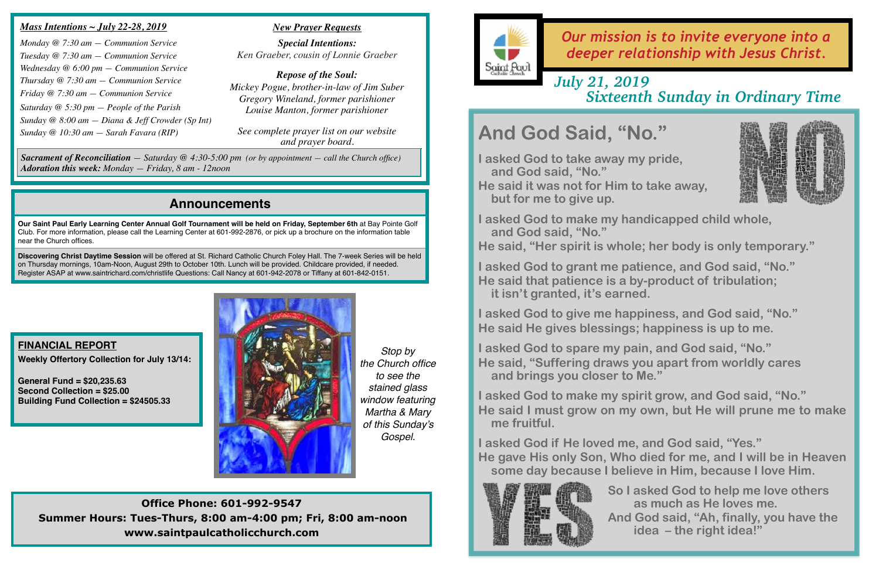## *Mass Intentions ~ July 22-28, 2019*

*Monday @ 7:30 am — Communion Service*
*Tuesday @ 7:30 am — Communion Service*
*Wednesday @ 6:00 pm — Communion Service*
*Thursday @ 7:30 am — Communion Service*
*Friday @ 7:30 am — Communion Service*
*Saturday @ 5:30 pm — People of the Parish*
*Sunday @ 8:00 am — Diana & Jeff Crowder (Sp Int)*
*Sunday @ 10:30 am — Sarah Favara (RIP)*

## *New Prayer Requests*

***Special Intentions:***
*Ken Graeber, cousin of Lonnie Graeber*

***Repose of the Soul:***
*Mickey Pogue, brother-in-law of Jim Suber*
*Gregory Wineland, former parishioner*
*Louise Manton, former parishioner*

*See complete prayer list on our website and prayer board.*

***Sacrament of Reconciliation** — Saturday @ 4:30-5:00 pm (or by appointment — call the Church office)*
***Adoration this week:** Monday — Friday, 8 am - 12noon*

## Announcements

**Our Saint Paul Early Learning Center Annual Golf Tournament will be held on Friday, September 6th** at Bay Pointe Golf Club. For more information, please call the Learning Center at 601-992-2876, or pick up a brochure on the information table near the Church offices.

**Discovering Christ Daytime Session** will be offered at St. Richard Catholic Church Foley Hall. The 7-week Series will be held on Thursday mornings, 10am-Noon, August 29th to October 10th. Lunch will be provided. Childcare provided, if needed. Register ASAP at www.saintrichard.com/christlife Questions: Call Nancy at 601-942-2078 or Tiffany at 601-842-0151.

## FINANCIAL REPORT

**Weekly Offertory Collection for July 13/14:**

**General Fund = $20,235.63**
**Second Collection = $25.00**
**Building Fund Collection = $24505.33**

*Stop by the Church office to see the stained glass window featuring Martha & Mary of this Sunday's Gospel.*

**Office Phone: 601-992-9547**
**Summer Hours: Tues-Thurs, 8:00 am-4:00 pm; Fri, 8:00 am-noon**
**www.saintpaulcatholicchurch.com**

Saint Paul Catholic Church

*Our mission is to invite everyone into a deeper relationship with Jesus Christ.*

*July 21, 2019*
*Sixteenth Sunday in Ordinary Time*

# And God Said, "No."

**I asked God to take away my pride, and God said, "No."**
**He said it was not for Him to take away, but for me to give up.**

**I asked God to make my handicapped child whole, and God said, "No."**
**He said, "Her spirit is whole; her body is only temporary."**

**I asked God to grant me patience, and God said, "No."**
**He said that patience is a by-product of tribulation; it isn't granted, it's earned.**

**I asked God to give me happiness, and God said, "No."**
**He said He gives blessings; happiness is up to me.**

**I asked God to spare my pain, and God said, "No."**
**He said, "Suffering draws you apart from worldly cares and brings you closer to Me."**

**I asked God to make my spirit grow, and God said, "No."**
**He said I must grow on my own, but He will prune me to make me fruitful.**

**I asked God if He loved me, and God said, "Yes."**
**He gave His only Son, Who died for me, and I will be in Heaven some day because I believe in Him, because I love Him.**

**So I asked God to help me love others as much as He loves me.**
**And God said, "Ah, finally, you have the idea – the right idea!"**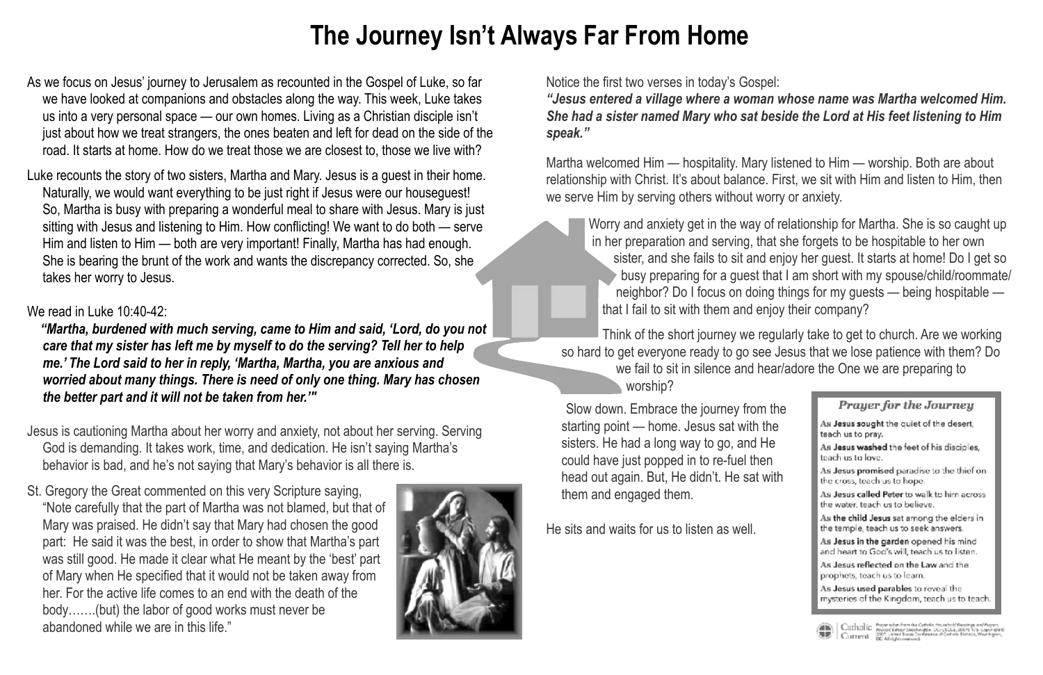# The Journey Isn't Always Far From Home

As we focus on Jesus' journey to Jerusalem as recounted in the Gospel of Luke, so far we have looked at companions and obstacles along the way. This week, Luke takes us into a very personal space — our own homes. Living as a Christian disciple isn't just about how we treat strangers, the ones beaten and left for dead on the side of the road. It starts at home. How do we treat those we are closest to, those we live with?

Luke recounts the story of two sisters, Martha and Mary. Jesus is a guest in their home. Naturally, we would want everything to be just right if Jesus were our houseguest! So, Martha is busy with preparing a wonderful meal to share with Jesus. Mary is just sitting with Jesus and listening to Him. How conflicting! We want to do both — serve Him and listen to Him — both are very important! Finally, Martha has had enough. She is bearing the brunt of the work and wants the discrepancy corrected. So, she takes her worry to Jesus.

We read in Luke 10:40-42:

***"Martha, burdened with much serving, came to Him and said, 'Lord, do you not care that my sister has left me by myself to do the serving? Tell her to help me.' The Lord said to her in reply, 'Martha, Martha, you are anxious and worried about many things. There is need of only one thing. Mary has chosen the better part and it will not be taken from her.'"***

Jesus is cautioning Martha about her worry and anxiety, not about her serving. Serving God is demanding. It takes work, time, and dedication. He isn't saying Martha's behavior is bad, and he's not saying that Mary's behavior is all there is.

St. Gregory the Great commented on this very Scripture saying, "Note carefully that the part of Martha was not blamed, but that of Mary was praised. He didn't say that Mary had chosen the good part: He said it was the best, in order to show that Martha's part was still good. He made it clear what He meant by the 'best' part of Mary when He specified that it would not be taken away from her. For the active life comes to an end with the death of the body…….(but) the labor of good works must never be abandoned while we are in this life."

Notice the first two verses in today's Gospel:

***"Jesus entered a village where a woman whose name was Martha welcomed Him. She had a sister named Mary who sat beside the Lord at His feet listening to Him speak."***

Martha welcomed Him — hospitality. Mary listened to Him — worship. Both are about relationship with Christ. It's about balance. First, we sit with Him and listen to Him, then we serve Him by serving others without worry or anxiety.

Worry and anxiety get in the way of relationship for Martha. She is so caught up in her preparation and serving, that she forgets to be hospitable to her own sister, and she fails to sit and enjoy her guest. It starts at home! Do I get so busy preparing for a guest that I am short with my spouse/child/roommate/neighbor? Do I focus on doing things for my guests — being hospitable — that I fail to sit with them and enjoy their company?

Think of the short journey we regularly take to get to church. Are we working so hard to get everyone ready to go see Jesus that we lose patience with them? Do we fail to sit in silence and hear/adore the One we are preparing to worship?

Slow down. Embrace the journey from the starting point — home. Jesus sat with the sisters. He had a long way to go, and He could have just popped in to re-fuel then head out again. But, He didn't. He sat with them and engaged them.

He sits and waits for us to listen as well.

### *Prayer for the Journey*

As **Jesus sought** the quiet of the desert, teach us to pray.

As **Jesus washed** the feet of his disciples, teach us to love.

As **Jesus promised** paradise to the thief on the cross, teach us to hope.

As **Jesus called Peter** to walk to him across the water, teach us to believe.

As **the child Jesus** sat among the elders in the temple, teach us to seek answers.

As **Jesus in the garden** opened his mind and heart to God's will, teach us to listen.

As Jesus **reflected** on the Law and the prophets, teach us to learn.

As **Jesus used parables** to reveal the mysteries of the Kingdom, teach us to teach.

Catholic Current — Prayer taken from the Catholic Household Blessings and Prayers, Revised Edition (Washington, DC: USCCB, 2007). Copyright © 2007, United States Conference of Catholic Bishops, Washington, DC. All rights reserved.